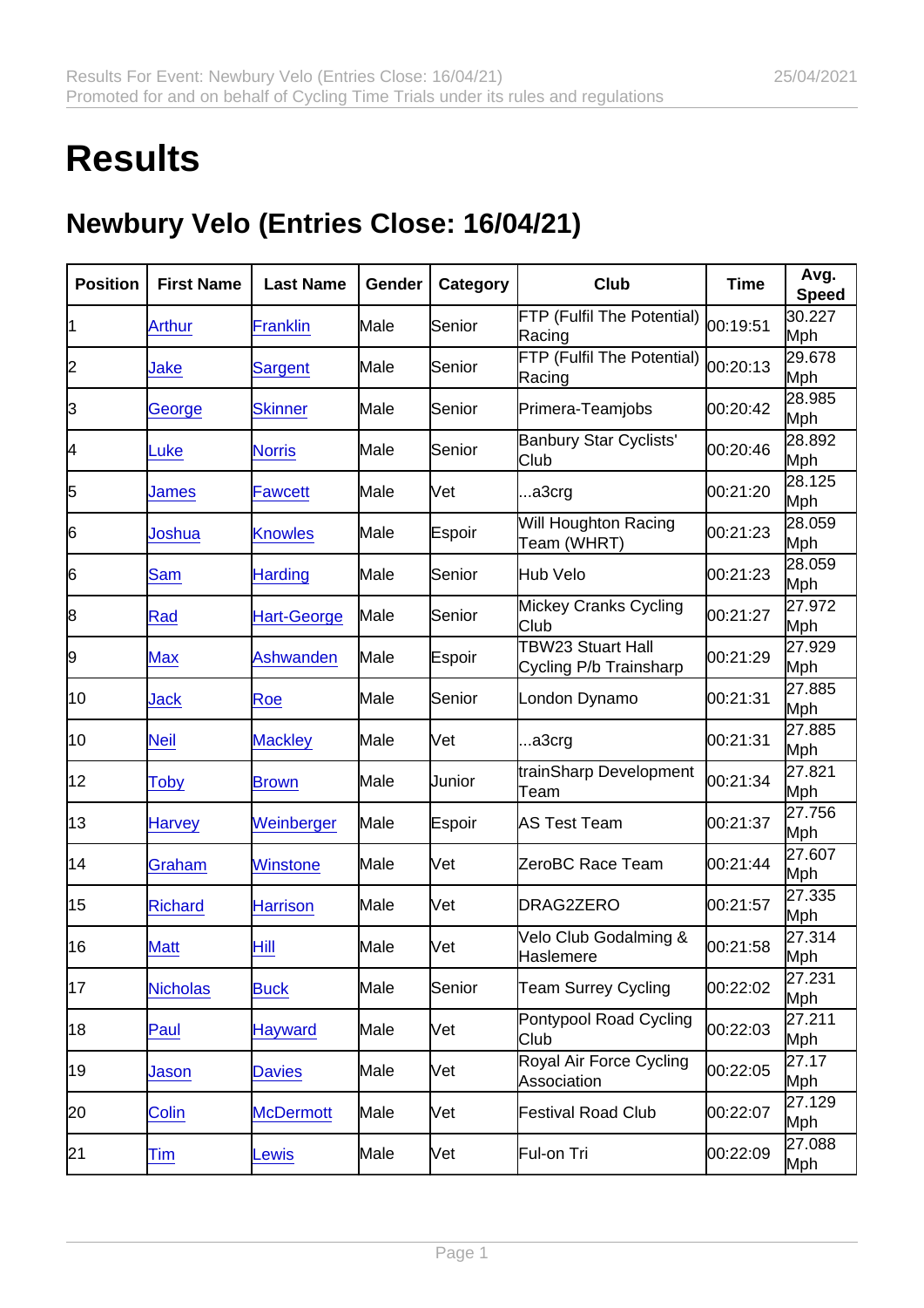# Results

## Newbury Velo (Entries Close: 16/04/21)

| Position | First Name | Last Name | Gender | Category | Club | Time | Avg. Speed |
|---|---|---|---|---|---|---|---|
| 1 | Arthur | Franklin | Male | Senior | FTP (Fulfil The Potential) Racing | 00:19:51 | 30.227 Mph |
| 2 | Jake | Sargent | Male | Senior | FTP (Fulfil The Potential) Racing | 00:20:13 | 29.678 Mph |
| 3 | George | Skinner | Male | Senior | Primera-Teamjobs | 00:20:42 | 28.985 Mph |
| 4 | Luke | Norris | Male | Senior | Banbury Star Cyclists' Club | 00:20:46 | 28.892 Mph |
| 5 | James | Fawcett | Male | Vet | ...a3crg | 00:21:20 | 28.125 Mph |
| 6 | Joshua | Knowles | Male | Espoir | Will Houghton Racing Team (WHRT) | 00:21:23 | 28.059 Mph |
| 6 | Sam | Harding | Male | Senior | Hub Velo | 00:21:23 | 28.059 Mph |
| 8 | Rad | Hart-George | Male | Senior | Mickey Cranks Cycling Club | 00:21:27 | 27.972 Mph |
| 9 | Max | Ashwanden | Male | Espoir | TBW23 Stuart Hall Cycling P/b Trainsharp | 00:21:29 | 27.929 Mph |
| 10 | Jack | Roe | Male | Senior | London Dynamo | 00:21:31 | 27.885 Mph |
| 10 | Neil | Mackley | Male | Vet | ...a3crg | 00:21:31 | 27.885 Mph |
| 12 | Toby | Brown | Male | Junior | trainSharp Development Team | 00:21:34 | 27.821 Mph |
| 13 | Harvey | Weinberger | Male | Espoir | AS Test Team | 00:21:37 | 27.756 Mph |
| 14 | Graham | Winstone | Male | Vet | ZeroBC Race Team | 00:21:44 | 27.607 Mph |
| 15 | Richard | Harrison | Male | Vet | DRAG2ZERO | 00:21:57 | 27.335 Mph |
| 16 | Matt | Hill | Male | Vet | Velo Club Godalming & Haslemere | 00:21:58 | 27.314 Mph |
| 17 | Nicholas | Buck | Male | Senior | Team Surrey Cycling | 00:22:02 | 27.231 Mph |
| 18 | Paul | Hayward | Male | Vet | Pontypool Road Cycling Club | 00:22:03 | 27.211 Mph |
| 19 | Jason | Davies | Male | Vet | Royal Air Force Cycling Association | 00:22:05 | 27.17 Mph |
| 20 | Colin | McDermott | Male | Vet | Festival Road Club | 00:22:07 | 27.129 Mph |
| 21 | Tim | Lewis | Male | Vet | Ful-on Tri | 00:22:09 | 27.088 Mph |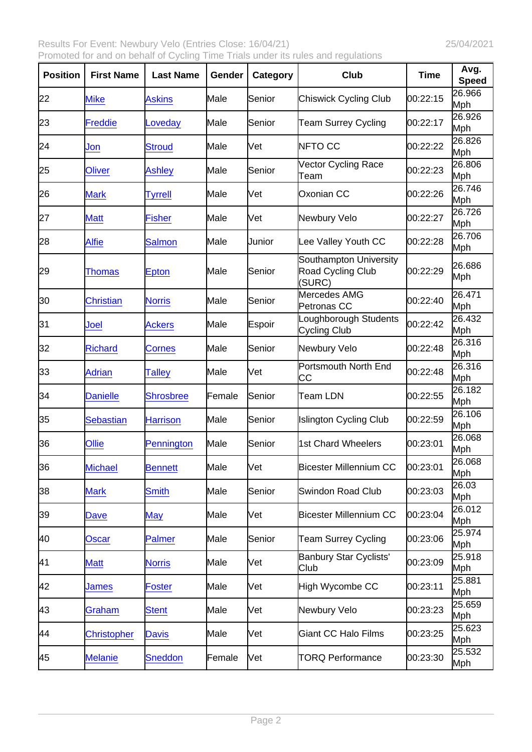| Position | First Name | Last Name | Gender | Category | Club | Time | Avg. Speed |
|---|---|---|---|---|---|---|---|
| 22 | Mike | Askins | Male | Senior | Chiswick Cycling Club | 00:22:15 | 26.966 Mph |
| 23 | Freddie | Loveday | Male | Senior | Team Surrey Cycling | 00:22:17 | 26.926 Mph |
| 24 | Jon | Stroud | Male | Vet | NFTO CC | 00:22:22 | 26.826 Mph |
| 25 | Oliver | Ashley | Male | Senior | Vector Cycling Race Team | 00:22:23 | 26.806 Mph |
| 26 | Mark | Tyrrell | Male | Vet | Oxonian CC | 00:22:26 | 26.746 Mph |
| 27 | Matt | Fisher | Male | Vet | Newbury Velo | 00:22:27 | 26.726 Mph |
| 28 | Alfie | Salmon | Male | Junior | Lee Valley Youth CC | 00:22:28 | 26.706 Mph |
| 29 | Thomas | Epton | Male | Senior | Southampton University Road Cycling Club (SURC) | 00:22:29 | 26.686 Mph |
| 30 | Christian | Norris | Male | Senior | Mercedes AMG Petronas CC | 00:22:40 | 26.471 Mph |
| 31 | Joel | Ackers | Male | Espoir | Loughborough Students Cycling Club | 00:22:42 | 26.432 Mph |
| 32 | Richard | Cornes | Male | Senior | Newbury Velo | 00:22:48 | 26.316 Mph |
| 33 | Adrian | Talley | Male | Vet | Portsmouth North End CC | 00:22:48 | 26.316 Mph |
| 34 | Danielle | Shrosbree | Female | Senior | Team LDN | 00:22:55 | 26.182 Mph |
| 35 | Sebastian | Harrison | Male | Senior | Islington Cycling Club | 00:22:59 | 26.106 Mph |
| 36 | Ollie | Pennington | Male | Senior | 1st Chard Wheelers | 00:23:01 | 26.068 Mph |
| 36 | Michael | Bennett | Male | Vet | Bicester Millennium CC | 00:23:01 | 26.068 Mph |
| 38 | Mark | Smith | Male | Senior | Swindon Road Club | 00:23:03 | 26.03 Mph |
| 39 | Dave | May | Male | Vet | Bicester Millennium CC | 00:23:04 | 26.012 Mph |
| 40 | Oscar | Palmer | Male | Senior | Team Surrey Cycling | 00:23:06 | 25.974 Mph |
| 41 | Matt | Norris | Male | Vet | Banbury Star Cyclists' Club | 00:23:09 | 25.918 Mph |
| 42 | James | Foster | Male | Vet | High Wycombe CC | 00:23:11 | 25.881 Mph |
| 43 | Graham | Stent | Male | Vet | Newbury Velo | 00:23:23 | 25.659 Mph |
| 44 | Christopher | Davis | Male | Vet | Giant CC Halo Films | 00:23:25 | 25.623 Mph |
| 45 | Melanie | Sneddon | Female | Vet | TORQ Performance | 00:23:30 | 25.532 Mph |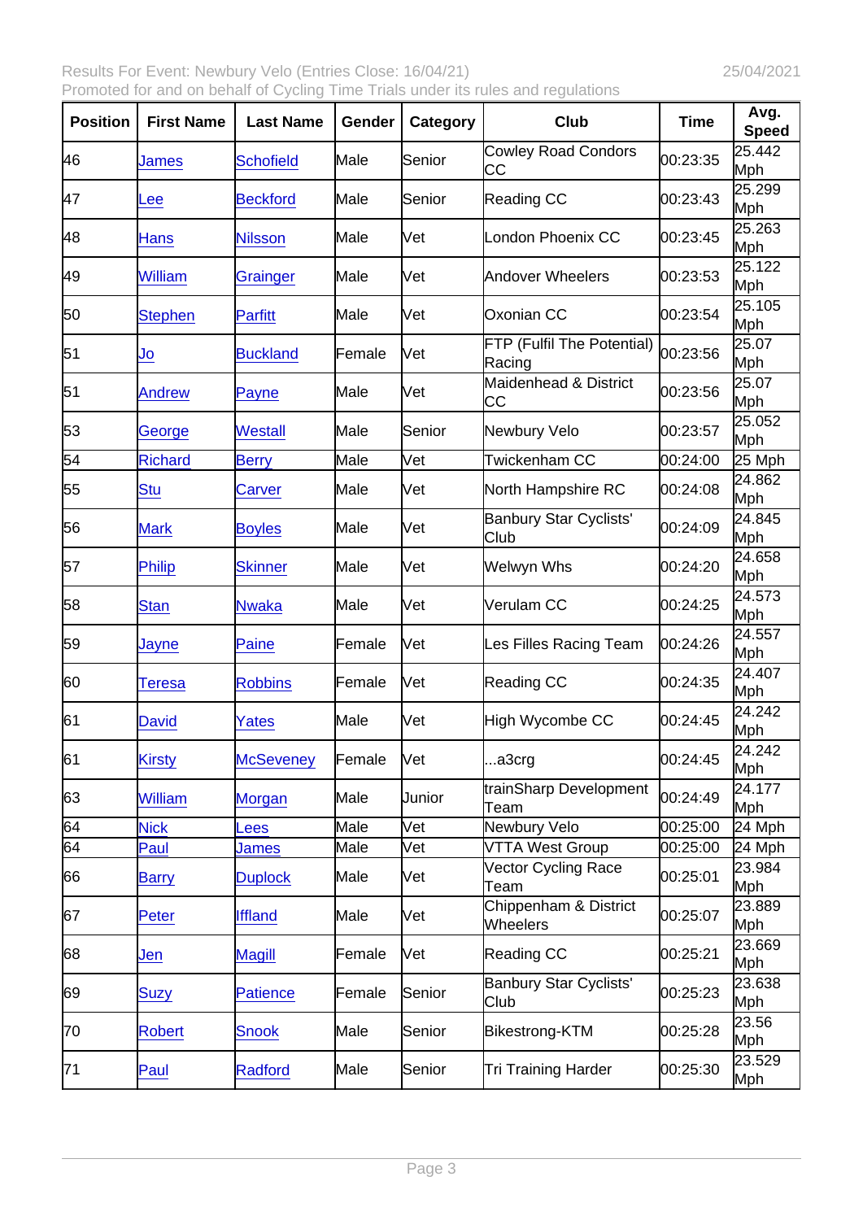| Position | First Name | Last Name | Gender | Category | Club | Time | Avg. Speed |
|---|---|---|---|---|---|---|---|
| 46 | James | Schofield | Male | Senior | Cowley Road Condors CC | 00:23:35 | 25.442 Mph |
| 47 | Lee | Beckford | Male | Senior | Reading CC | 00:23:43 | 25.299 Mph |
| 48 | Hans | Nilsson | Male | Vet | London Phoenix CC | 00:23:45 | 25.263 Mph |
| 49 | William | Grainger | Male | Vet | Andover Wheelers | 00:23:53 | 25.122 Mph |
| 50 | Stephen | Parfitt | Male | Vet | Oxonian CC | 00:23:54 | 25.105 Mph |
| 51 | Jo | Buckland | Female | Vet | FTP (Fulfil The Potential) Racing | 00:23:56 | 25.07 Mph |
| 51 | Andrew | Payne | Male | Vet | Maidenhead & District CC | 00:23:56 | 25.07 Mph |
| 53 | George | Westall | Male | Senior | Newbury Velo | 00:23:57 | 25.052 Mph |
| 54 | Richard | Berry | Male | Vet | Twickenham CC | 00:24:00 | 25 Mph |
| 55 | Stu | Carver | Male | Vet | North Hampshire RC | 00:24:08 | 24.862 Mph |
| 56 | Mark | Boyles | Male | Vet | Banbury Star Cyclists' Club | 00:24:09 | 24.845 Mph |
| 57 | Philip | Skinner | Male | Vet | Welwyn Whs | 00:24:20 | 24.658 Mph |
| 58 | Stan | Nwaka | Male | Vet | Verulam CC | 00:24:25 | 24.573 Mph |
| 59 | Jayne | Paine | Female | Vet | Les Filles Racing Team | 00:24:26 | 24.557 Mph |
| 60 | Teresa | Robbins | Female | Vet | Reading CC | 00:24:35 | 24.407 Mph |
| 61 | David | Yates | Male | Vet | High Wycombe CC | 00:24:45 | 24.242 Mph |
| 61 | Kirsty | McSeveney | Female | Vet | ...a3crg | 00:24:45 | 24.242 Mph |
| 63 | William | Morgan | Male | Junior | trainSharp Development Team | 00:24:49 | 24.177 Mph |
| 64 | Nick | Lees | Male | Vet | Newbury Velo | 00:25:00 | 24 Mph |
| 64 | Paul | James | Male | Vet | VTTA West Group | 00:25:00 | 24 Mph |
| 66 | Barry | Duplock | Male | Vet | Vector Cycling Race Team | 00:25:01 | 23.984 Mph |
| 67 | Peter | Iffland | Male | Vet | Chippenham & District Wheelers | 00:25:07 | 23.889 Mph |
| 68 | Jen | Magill | Female | Vet | Reading CC | 00:25:21 | 23.669 Mph |
| 69 | Suzy | Patience | Female | Senior | Banbury Star Cyclists' Club | 00:25:23 | 23.638 Mph |
| 70 | Robert | Snook | Male | Senior | Bikestrong-KTM | 00:25:28 | 23.56 Mph |
| 71 | Paul | Radford | Male | Senior | Tri Training Harder | 00:25:30 | 23.529 Mph |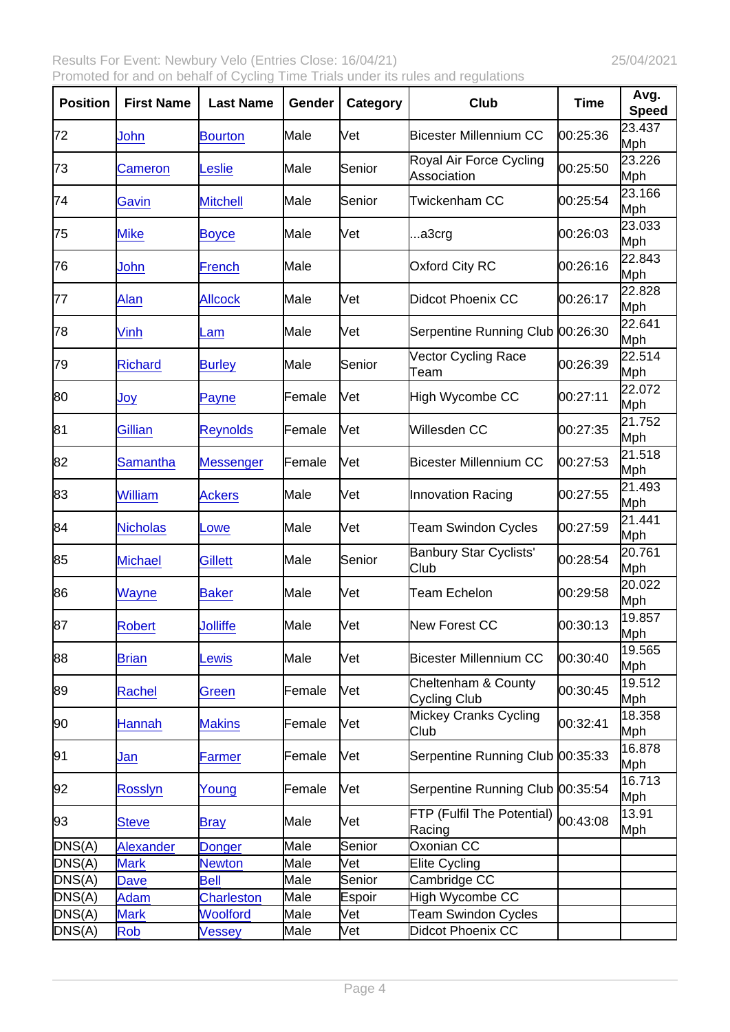| Position | First Name | Last Name | Gender | Category | Club | Time | Avg. Speed |
|---|---|---|---|---|---|---|---|
| 72 | John | Bourton | Male | Vet | Bicester Millennium CC | 00:25:36 | 23.437 Mph |
| 73 | Cameron | Leslie | Male | Senior | Royal Air Force Cycling Association | 00:25:50 | 23.226 Mph |
| 74 | Gavin | Mitchell | Male | Senior | Twickenham CC | 00:25:54 | 23.166 Mph |
| 75 | Mike | Boyce | Male | Vet | ...a3crg | 00:26:03 | 23.033 Mph |
| 76 | John | French | Male | | Oxford City RC | 00:26:16 | 22.843 Mph |
| 77 | Alan | Allcock | Male | Vet | Didcot Phoenix CC | 00:26:17 | 22.828 Mph |
| 78 | Vinh | Lam | Male | Vet | Serpentine Running Club | 00:26:30 | 22.641 Mph |
| 79 | Richard | Burley | Male | Senior | Vector Cycling Race Team | 00:26:39 | 22.514 Mph |
| 80 | Joy | Payne | Female | Vet | High Wycombe CC | 00:27:11 | 22.072 Mph |
| 81 | Gillian | Reynolds | Female | Vet | Willesden CC | 00:27:35 | 21.752 Mph |
| 82 | Samantha | Messenger | Female | Vet | Bicester Millennium CC | 00:27:53 | 21.518 Mph |
| 83 | William | Ackers | Male | Vet | Innovation Racing | 00:27:55 | 21.493 Mph |
| 84 | Nicholas | Lowe | Male | Vet | Team Swindon Cycles | 00:27:59 | 21.441 Mph |
| 85 | Michael | Gillett | Male | Senior | Banbury Star Cyclists' Club | 00:28:54 | 20.761 Mph |
| 86 | Wayne | Baker | Male | Vet | Team Echelon | 00:29:58 | 20.022 Mph |
| 87 | Robert | Jolliffe | Male | Vet | New Forest CC | 00:30:13 | 19.857 Mph |
| 88 | Brian | Lewis | Male | Vet | Bicester Millennium CC | 00:30:40 | 19.565 Mph |
| 89 | Rachel | Green | Female | Vet | Cheltenham & County Cycling Club | 00:30:45 | 19.512 Mph |
| 90 | Hannah | Makins | Female | Vet | Mickey Cranks Cycling Club | 00:32:41 | 18.358 Mph |
| 91 | Jan | Farmer | Female | Vet | Serpentine Running Club | 00:35:33 | 16.878 Mph |
| 92 | Rosslyn | Young | Female | Vet | Serpentine Running Club | 00:35:54 | 16.713 Mph |
| 93 | Steve | Bray | Male | Vet | FTP (Fulfil The Potential) Racing | 00:43:08 | 13.91 Mph |
| DNS(A) | Alexander | Donger | Male | Senior | Oxonian CC | | |
| DNS(A) | Mark | Newton | Male | Vet | Elite Cycling | | |
| DNS(A) | Dave | Bell | Male | Senior | Cambridge CC | | |
| DNS(A) | Adam | Charleston | Male | Espoir | High Wycombe CC | | |
| DNS(A) | Mark | Woolford | Male | Vet | Team Swindon Cycles | | |
| DNS(A) | Rob | Vessey | Male | Vet | Didcot Phoenix CC | | |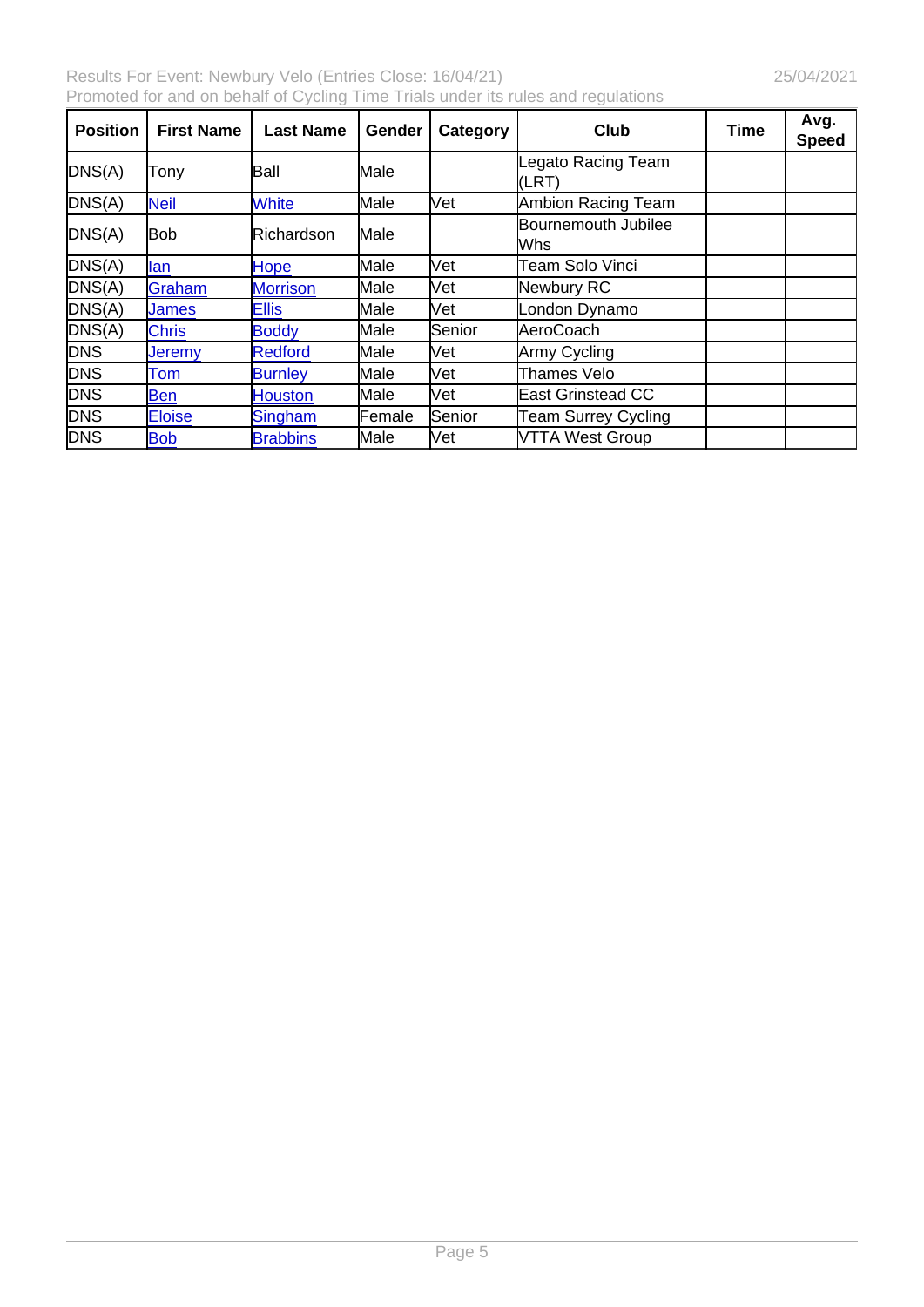Results For Event: Newbury Velo (Entries Close: 16/04/21) 25/04/2021
Promoted for and on behalf of Cycling Time Trials under its rules and regulations

| Position | First Name | Last Name | Gender | Category | Club | Time | Avg. Speed |
|---|---|---|---|---|---|---|---|
| DNS(A) | Tony | Ball | Male | | Legato Racing Team (LRT) | | |
| DNS(A) | Neil | White | Male | Vet | Ambion Racing Team | | |
| DNS(A) | Bob | Richardson | Male | | Bournemouth Jubilee Whs | | |
| DNS(A) | Ian | Hope | Male | Vet | Team Solo Vinci | | |
| DNS(A) | Graham | Morrison | Male | Vet | Newbury RC | | |
| DNS(A) | James | Ellis | Male | Vet | London Dynamo | | |
| DNS(A) | Chris | Boddy | Male | Senior | AeroCoach | | |
| DNS | Jeremy | Redford | Male | Vet | Army Cycling | | |
| DNS | Tom | Burnley | Male | Vet | Thames Velo | | |
| DNS | Ben | Houston | Male | Vet | East Grinstead CC | | |
| DNS | Eloise | Singham | Female | Senior | Team Surrey Cycling | | |
| DNS | Bob | Brabbins | Male | Vet | VTTA West Group | | |